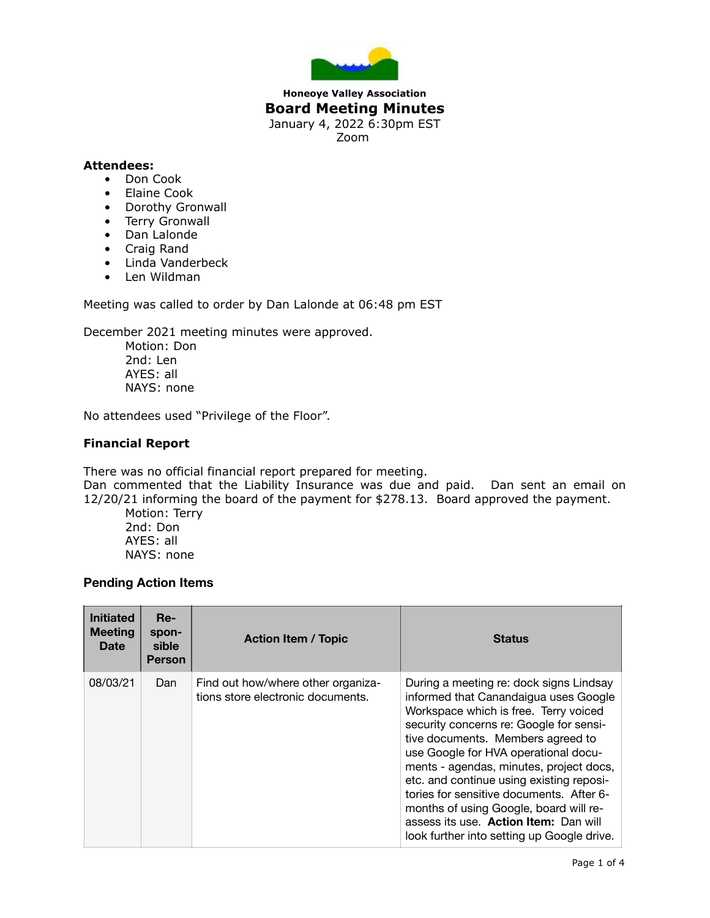**Honeoye Valley Association**

# Board Meeting Minutes

January 4, 2022 6:30pm EST
Zoom

**Attendees:**

- Don Cook
- Elaine Cook
- Dorothy Gronwall
- Terry Gronwall
- Dan Lalonde
- Craig Rand
- Linda Vanderbeck
- Len Wildman

Meeting was called to order by Dan Lalonde at 06:48 pm EST

December 2021 meeting minutes were approved.
Motion: Don
2nd: Len
AYES: all
NAYS: none

No attendees used "Privilege of the Floor".

### Financial Report

There was no official financial report prepared for meeting.
Dan commented that the Liability Insurance was due and paid. Dan sent an email on 12/20/21 informing the board of the payment for $278.13. Board approved the payment.
Motion: Terry
2nd: Don
AYES: all
NAYS: none

### Pending Action Items

| Initiated Meeting Date | Responsible Person | Action Item / Topic | Status |
|---|---|---|---|
| 08/03/21 | Dan | Find out how/where other organizations store electronic documents. | During a meeting re: dock signs Lindsay informed that Canandaigua uses Google Workspace which is free. Terry voiced security concerns re: Google for sensitive documents. Members agreed to use Google for HVA operational documents - agendas, minutes, project docs, etc. and continue using existing repositories for sensitive documents. After 6-months of using Google, board will re-assess its use. **Action Item:** Dan will look further into setting up Google drive. |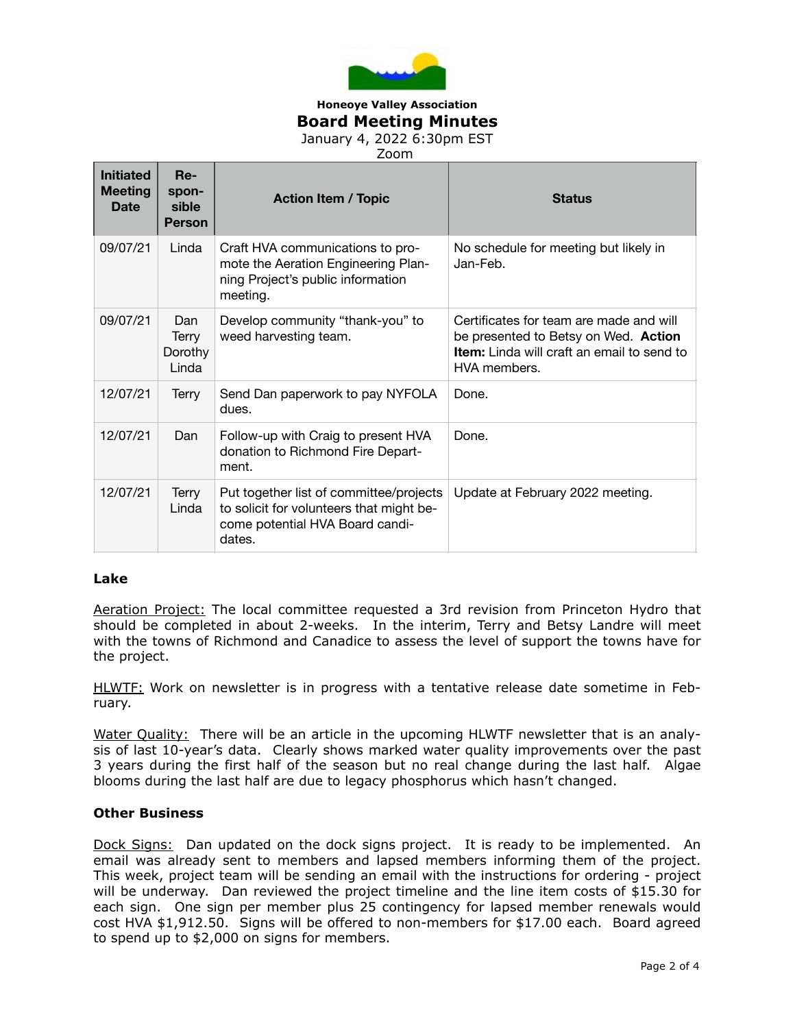**Honeoye Valley Association**

# Board Meeting Minutes

January 4, 2022 6:30pm EST

Zoom

| Initiated Meeting Date | Responsible Person | Action Item / Topic | Status |
|---|---|---|---|
| 09/07/21 | Linda | Craft HVA communications to promote the Aeration Engineering Planning Project's public information meeting. | No schedule for meeting but likely in Jan-Feb. |
| 09/07/21 | Dan Terry Dorothy Linda | Develop community "thank-you" to weed harvesting team. | Certificates for team are made and will be presented to Betsy on Wed. **Action Item:** Linda will craft an email to send to HVA members. |
| 12/07/21 | Terry | Send Dan paperwork to pay NYFOLA dues. | Done. |
| 12/07/21 | Dan | Follow-up with Craig to present HVA donation to Richmond Fire Department. | Done. |
| 12/07/21 | Terry Linda | Put together list of committee/projects to solicit for volunteers that might become potential HVA Board candidates. | Update at February 2022 meeting. |

### Lake

Aeration Project: The local committee requested a 3rd revision from Princeton Hydro that should be completed in about 2-weeks. In the interim, Terry and Betsy Landre will meet with the towns of Richmond and Canadice to assess the level of support the towns have for the project.

HLWTF: Work on newsletter is in progress with a tentative release date sometime in February.

Water Quality: There will be an article in the upcoming HLWTF newsletter that is an analysis of last 10-year's data. Clearly shows marked water quality improvements over the past 3 years during the first half of the season but no real change during the last half. Algae blooms during the last half are due to legacy phosphorus which hasn't changed.

### Other Business

Dock Signs: Dan updated on the dock signs project. It is ready to be implemented. An email was already sent to members and lapsed members informing them of the project. This week, project team will be sending an email with the instructions for ordering - project will be underway. Dan reviewed the project timeline and the line item costs of $15.30 for each sign. One sign per member plus 25 contingency for lapsed member renewals would cost HVA $1,912.50. Signs will be offered to non-members for $17.00 each. Board agreed to spend up to $2,000 on signs for members.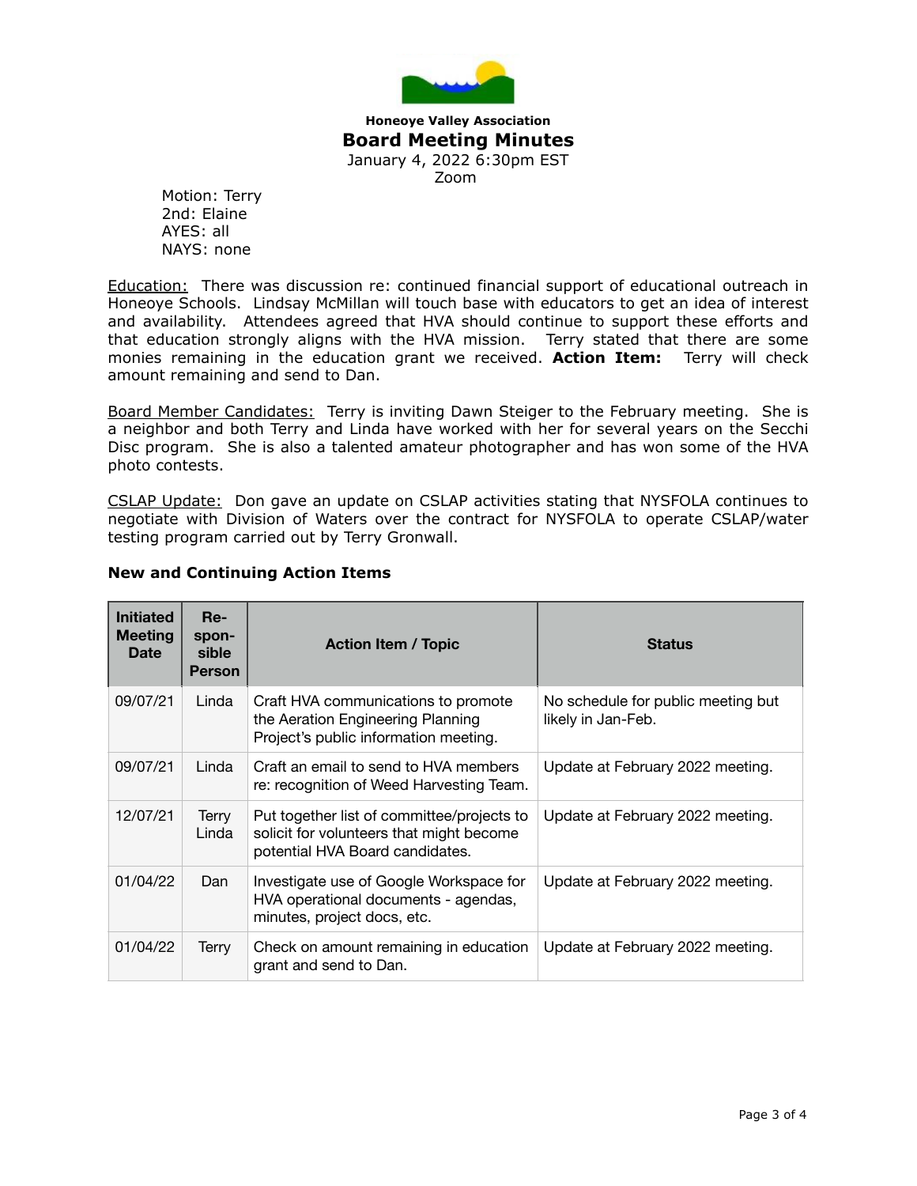**Honeoye Valley Association**

# Board Meeting Minutes

January 4, 2022 6:30pm EST
Zoom

Motion: Terry
2nd: Elaine
AYES: all
NAYS: none

Education: There was discussion re: continued financial support of educational outreach in Honeoye Schools. Lindsay McMillan will touch base with educators to get an idea of interest and availability. Attendees agreed that HVA should continue to support these efforts and that education strongly aligns with the HVA mission. Terry stated that there are some monies remaining in the education grant we received. **Action Item:** Terry will check amount remaining and send to Dan.

Board Member Candidates: Terry is inviting Dawn Steiger to the February meeting. She is a neighbor and both Terry and Linda have worked with her for several years on the Secchi Disc program. She is also a talented amateur photographer and has won some of the HVA photo contests.

CSLAP Update: Don gave an update on CSLAP activities stating that NYSFOLA continues to negotiate with Division of Waters over the contract for NYSFOLA to operate CSLAP/water testing program carried out by Terry Gronwall.

### New and Continuing Action Items

| Initiated Meeting Date | Re-spon-sible Person | Action Item / Topic | Status |
|---|---|---|---|
| 09/07/21 | Linda | Craft HVA communications to promote the Aeration Engineering Planning Project's public information meeting. | No schedule for public meeting but likely in Jan-Feb. |
| 09/07/21 | Linda | Craft an email to send to HVA members re: recognition of Weed Harvesting Team. | Update at February 2022 meeting. |
| 12/07/21 | Terry Linda | Put together list of committee/projects to solicit for volunteers that might become potential HVA Board candidates. | Update at February 2022 meeting. |
| 01/04/22 | Dan | Investigate use of Google Workspace for HVA operational documents - agendas, minutes, project docs, etc. | Update at February 2022 meeting. |
| 01/04/22 | Terry | Check on amount remaining in education grant and send to Dan. | Update at February 2022 meeting. |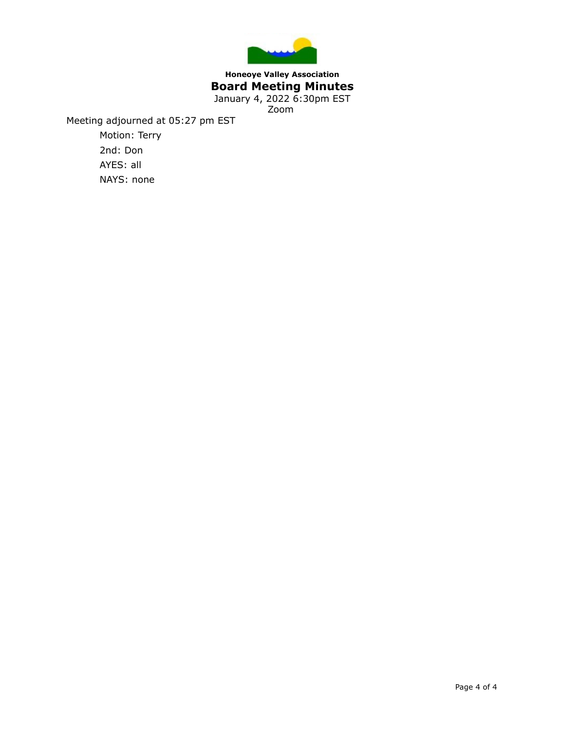**Honeoye Valley Association**

# Board Meeting Minutes

January 4, 2022 6:30pm EST

Zoom

Meeting adjourned at 05:27 pm EST

Motion: Terry

2nd: Don

AYES: all

NAYS: none